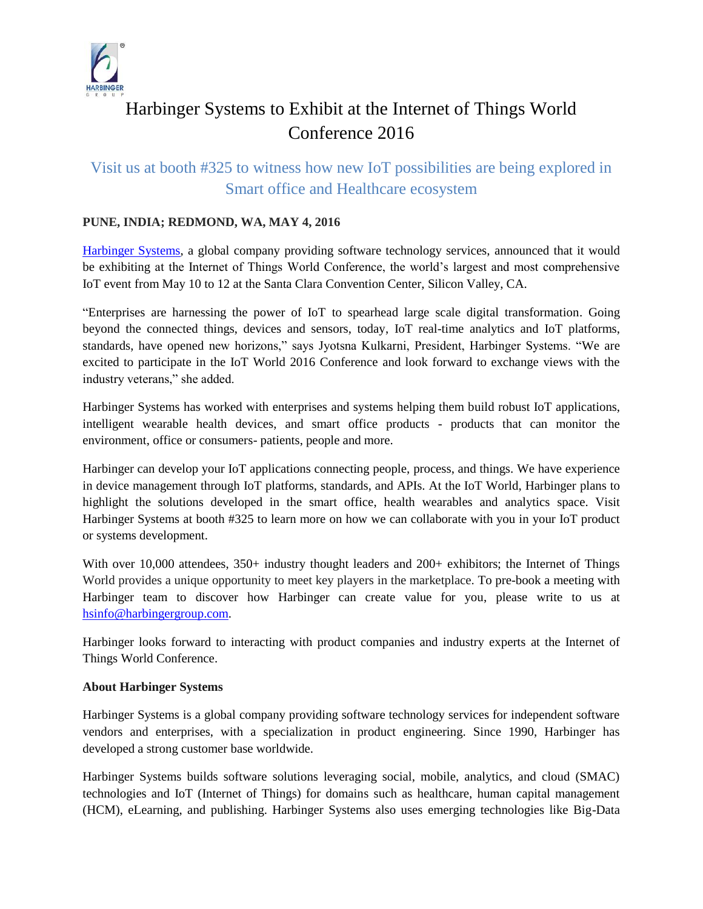# Harbinger Systems to Exhibit at the Internet of Things World Conference 2016

## Visit us at booth #325 to witness how new IoT possibilities are being explored in Smart office and Healthcare ecosystem

**PUNE, INDIA; REDMOND, WA, MAY 4, 2016**

Harbinger Systems, a global company providing software technology services, announced that it would be exhibiting at the Internet of Things World Conference, the world's largest and most comprehensive IoT event from May 10 to 12 at the Santa Clara Convention Center, Silicon Valley, CA.

"Enterprises are harnessing the power of IoT to spearhead large scale digital transformation. Going beyond the connected things, devices and sensors, today, IoT real-time analytics and IoT platforms, standards, have opened new horizons," says Jyotsna Kulkarni, President, Harbinger Systems. "We are excited to participate in the IoT World 2016 Conference and look forward to exchange views with the industry veterans," she added.

Harbinger Systems has worked with enterprises and systems helping them build robust IoT applications, intelligent wearable health devices, and smart office products - products that can monitor the environment, office or consumers- patients, people and more.

Harbinger can develop your IoT applications connecting people, process, and things. We have experience in device management through IoT platforms, standards, and APIs. At the IoT World, Harbinger plans to highlight the solutions developed in the smart office, health wearables and analytics space. Visit Harbinger Systems at booth #325 to learn more on how we can collaborate with you in your IoT product or systems development.

With over 10,000 attendees, 350+ industry thought leaders and 200+ exhibitors; the Internet of Things World provides a unique opportunity to meet key players in the marketplace. To pre-book a meeting with Harbinger team to discover how Harbinger can create value for you, please write to us at hsinfo@harbingergroup.com.

Harbinger looks forward to interacting with product companies and industry experts at the Internet of Things World Conference.

**About Harbinger Systems**

Harbinger Systems is a global company providing software technology services for independent software vendors and enterprises, with a specialization in product engineering. Since 1990, Harbinger has developed a strong customer base worldwide.

Harbinger Systems builds software solutions leveraging social, mobile, analytics, and cloud (SMAC) technologies and IoT (Internet of Things) for domains such as healthcare, human capital management (HCM), eLearning, and publishing. Harbinger Systems also uses emerging technologies like Big-Data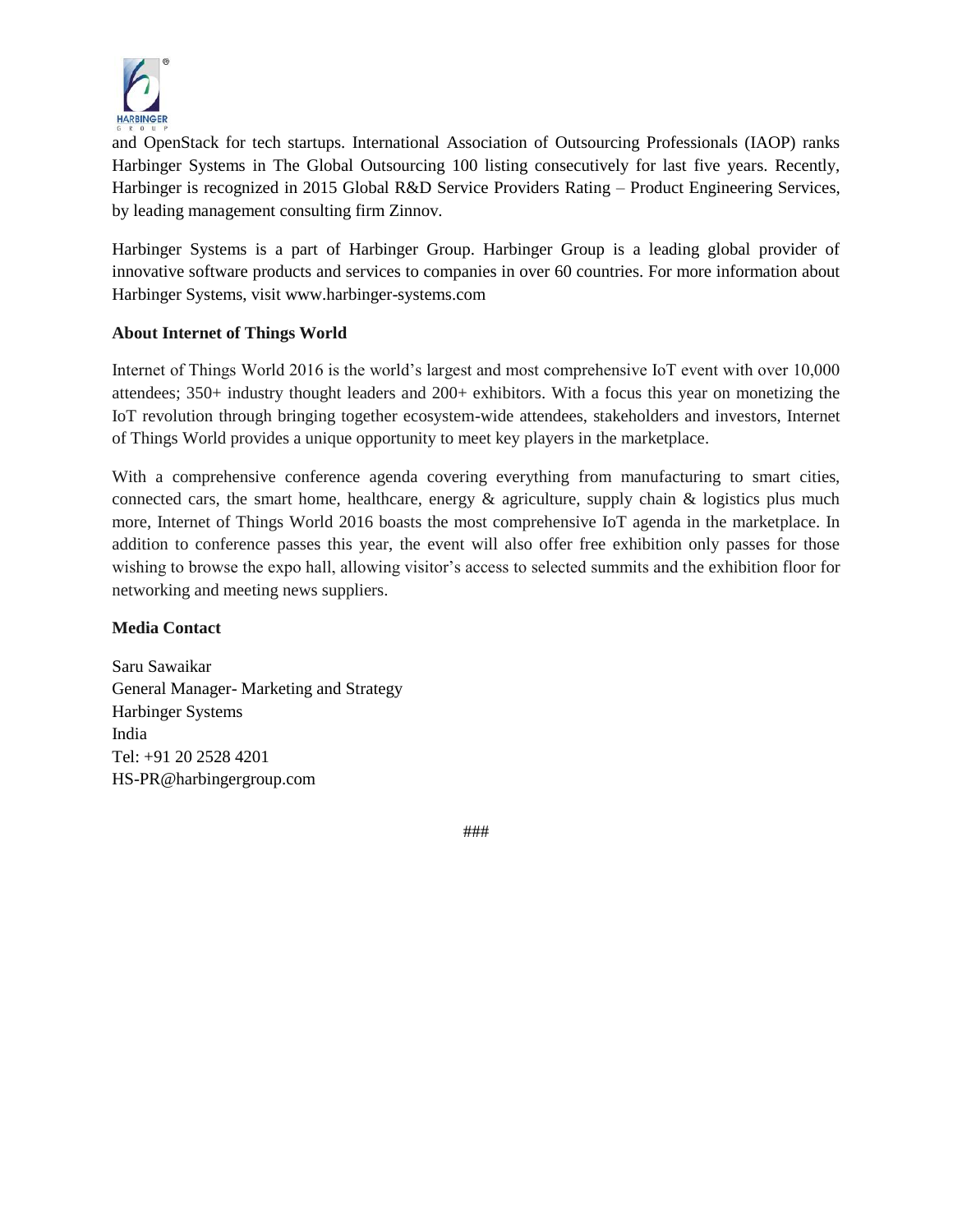and OpenStack for tech startups. International Association of Outsourcing Professionals (IAOP) ranks Harbinger Systems in The Global Outsourcing 100 listing consecutively for last five years. Recently, Harbinger is recognized in 2015 Global R&D Service Providers Rating – Product Engineering Services, by leading management consulting firm Zinnov.

Harbinger Systems is a part of Harbinger Group. Harbinger Group is a leading global provider of innovative software products and services to companies in over 60 countries. For more information about Harbinger Systems, visit www.harbinger-systems.com

**About Internet of Things World**

Internet of Things World 2016 is the world's largest and most comprehensive IoT event with over 10,000 attendees; 350+ industry thought leaders and 200+ exhibitors. With a focus this year on monetizing the IoT revolution through bringing together ecosystem-wide attendees, stakeholders and investors, Internet of Things World provides a unique opportunity to meet key players in the marketplace.

With a comprehensive conference agenda covering everything from manufacturing to smart cities, connected cars, the smart home, healthcare, energy & agriculture, supply chain & logistics plus much more, Internet of Things World 2016 boasts the most comprehensive IoT agenda in the marketplace. In addition to conference passes this year, the event will also offer free exhibition only passes for those wishing to browse the expo hall, allowing visitor's access to selected summits and the exhibition floor for networking and meeting news suppliers.

**Media Contact**

Saru Sawaikar
General Manager- Marketing and Strategy
Harbinger Systems
India
Tel: +91 20 2528 4201
HS-PR@harbingergroup.com

###